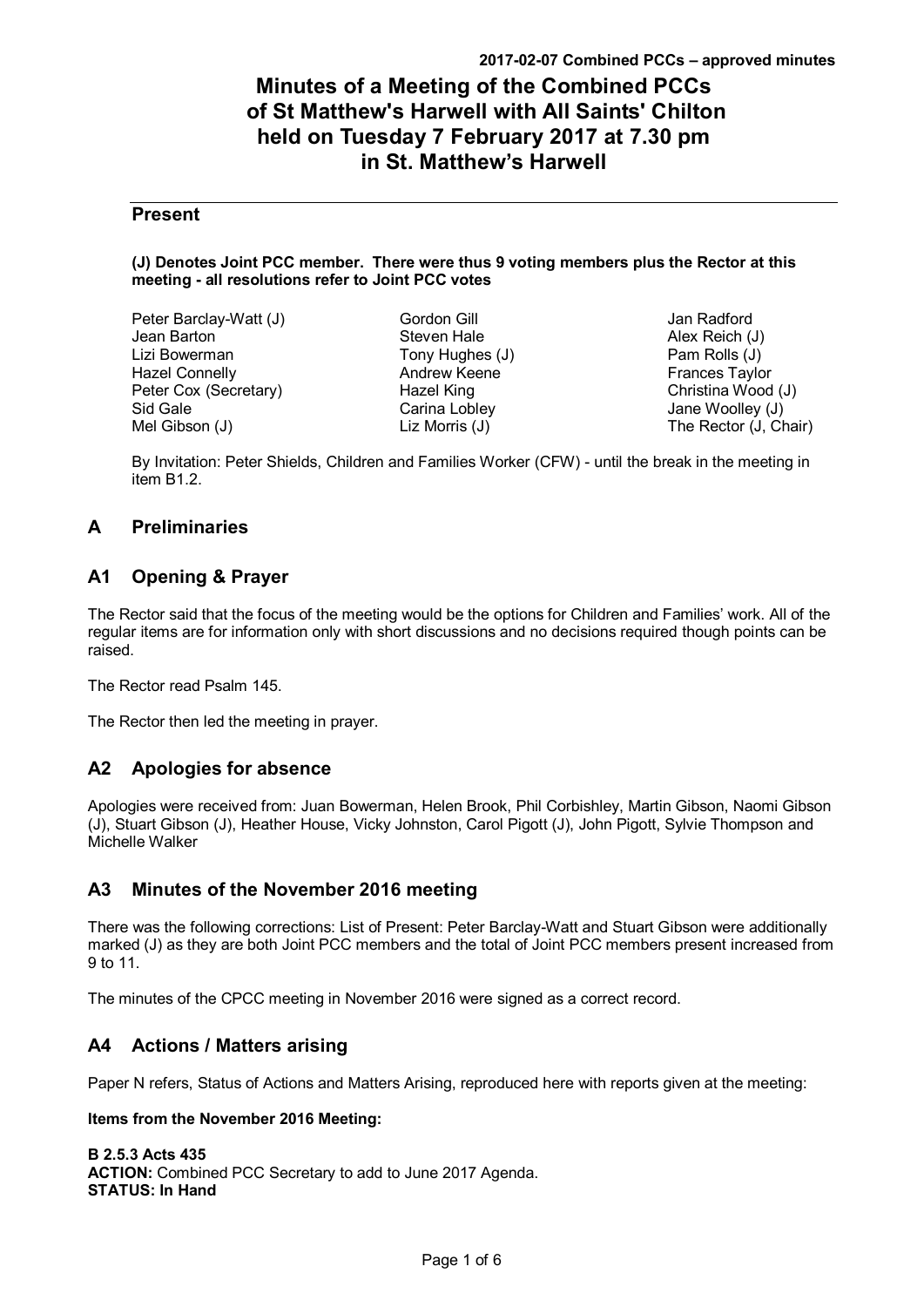# Minutes of a Meeting of the Combined PCCs of St Matthew's Harwell with All Saints' Chilton held on Tuesday 7 February 2017 at 7.30 pm in St. Matthew's Harwell

## Present

**(J) Denotes Joint PCC member. There were thus 9 voting members plus the Rector at this meeting - all resolutions refer to Joint PCC votes**

Peter Barclay-Watt (J)
Jean Barton
Lizi Bowerman
Hazel Connelly
Peter Cox (Secretary)
Sid Gale
Mel Gibson (J)
Gordon Gill
Steven Hale
Tony Hughes (J)
Andrew Keene
Hazel King
Carina Lobley
Liz Morris (J)
Jan Radford
Alex Reich (J)
Pam Rolls (J)
Frances Taylor
Christina Wood (J)
Jane Woolley (J)
The Rector (J, Chair)

By Invitation: Peter Shields, Children and Families Worker (CFW) - until the break in the meeting in item B1.2.

## A Preliminaries

## A1 Opening & Prayer

The Rector said that the focus of the meeting would be the options for Children and Families' work. All of the regular items are for information only with short discussions and no decisions required though points can be raised.

The Rector read Psalm 145.

The Rector then led the meeting in prayer.

## A2 Apologies for absence

Apologies were received from: Juan Bowerman, Helen Brook, Phil Corbishley, Martin Gibson, Naomi Gibson (J), Stuart Gibson (J), Heather House, Vicky Johnston, Carol Pigott (J), John Pigott, Sylvie Thompson and Michelle Walker

## A3 Minutes of the November 2016 meeting

There was the following corrections: List of Present: Peter Barclay-Watt and Stuart Gibson were additionally marked (J) as they are both Joint PCC members and the total of Joint PCC members present increased from 9 to 11.

The minutes of the CPCC meeting in November 2016 were signed as a correct record.

## A4 Actions / Matters arising

Paper N refers, Status of Actions and Matters Arising, reproduced here with reports given at the meeting:

**Items from the November 2016 Meeting:**

**B 2.5.3 Acts 435**
**ACTION:** Combined PCC Secretary to add to June 2017 Agenda.
**STATUS: In Hand**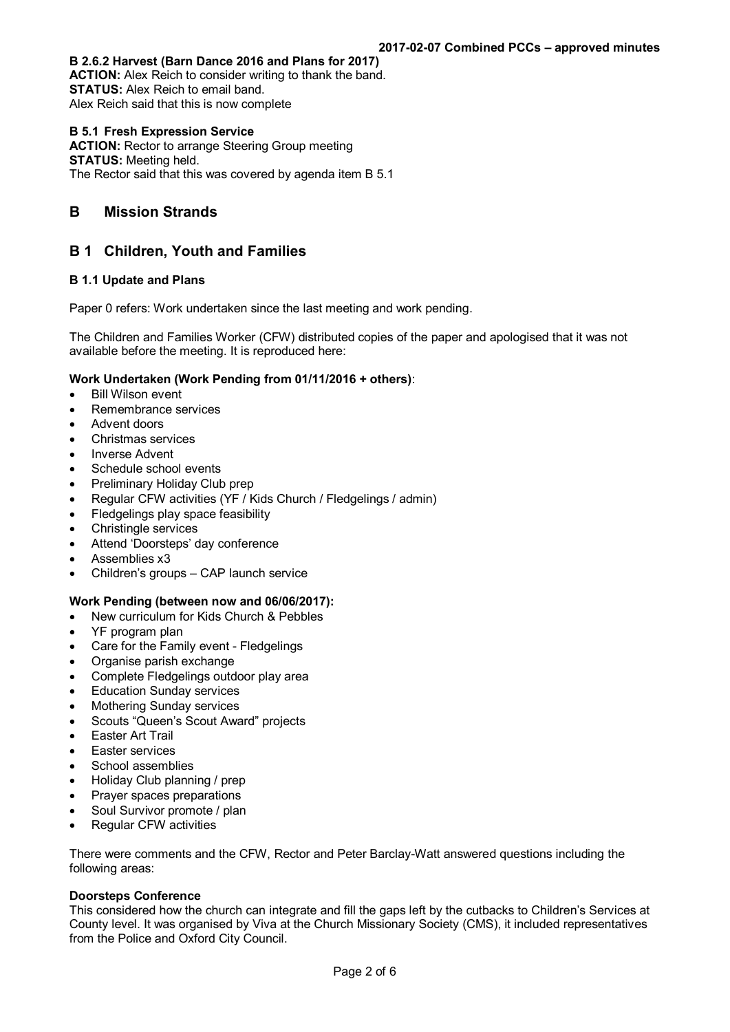**B 2.6.2 Harvest (Barn Dance 2016 and Plans for 2017)**
**ACTION:** Alex Reich to consider writing to thank the band.
**STATUS:** Alex Reich to email band.
Alex Reich said that this is now complete

**B 5.1 Fresh Expression Service**
**ACTION:** Rector to arrange Steering Group meeting
**STATUS:** Meeting held.
The Rector said that this was covered by agenda item B 5.1

# B Mission Strands

## B 1 Children, Youth and Families

### B 1.1 Update and Plans

Paper 0 refers: Work undertaken since the last meeting and work pending.

The Children and Families Worker (CFW) distributed copies of the paper and apologised that it was not available before the meeting. It is reproduced here:

**Work Undertaken (Work Pending from 01/11/2016 + others)**:

- Bill Wilson event
- Remembrance services
- Advent doors
- Christmas services
- Inverse Advent
- Schedule school events
- Preliminary Holiday Club prep
- Regular CFW activities (YF / Kids Church / Fledgelings / admin)
- Fledgelings play space feasibility
- Christingle services
- Attend 'Doorsteps' day conference
- Assemblies x3
- Children's groups – CAP launch service

**Work Pending (between now and 06/06/2017):**

- New curriculum for Kids Church & Pebbles
- YF program plan
- Care for the Family event - Fledgelings
- Organise parish exchange
- Complete Fledgelings outdoor play area
- Education Sunday services
- Mothering Sunday services
- Scouts "Queen's Scout Award" projects
- Easter Art Trail
- Easter services
- School assemblies
- Holiday Club planning / prep
- Prayer spaces preparations
- Soul Survivor promote / plan
- Regular CFW activities

There were comments and the CFW, Rector and Peter Barclay-Watt answered questions including the following areas:

**Doorsteps Conference**
This considered how the church can integrate and fill the gaps left by the cutbacks to Children's Services at County level. It was organised by Viva at the Church Missionary Society (CMS), it included representatives from the Police and Oxford City Council.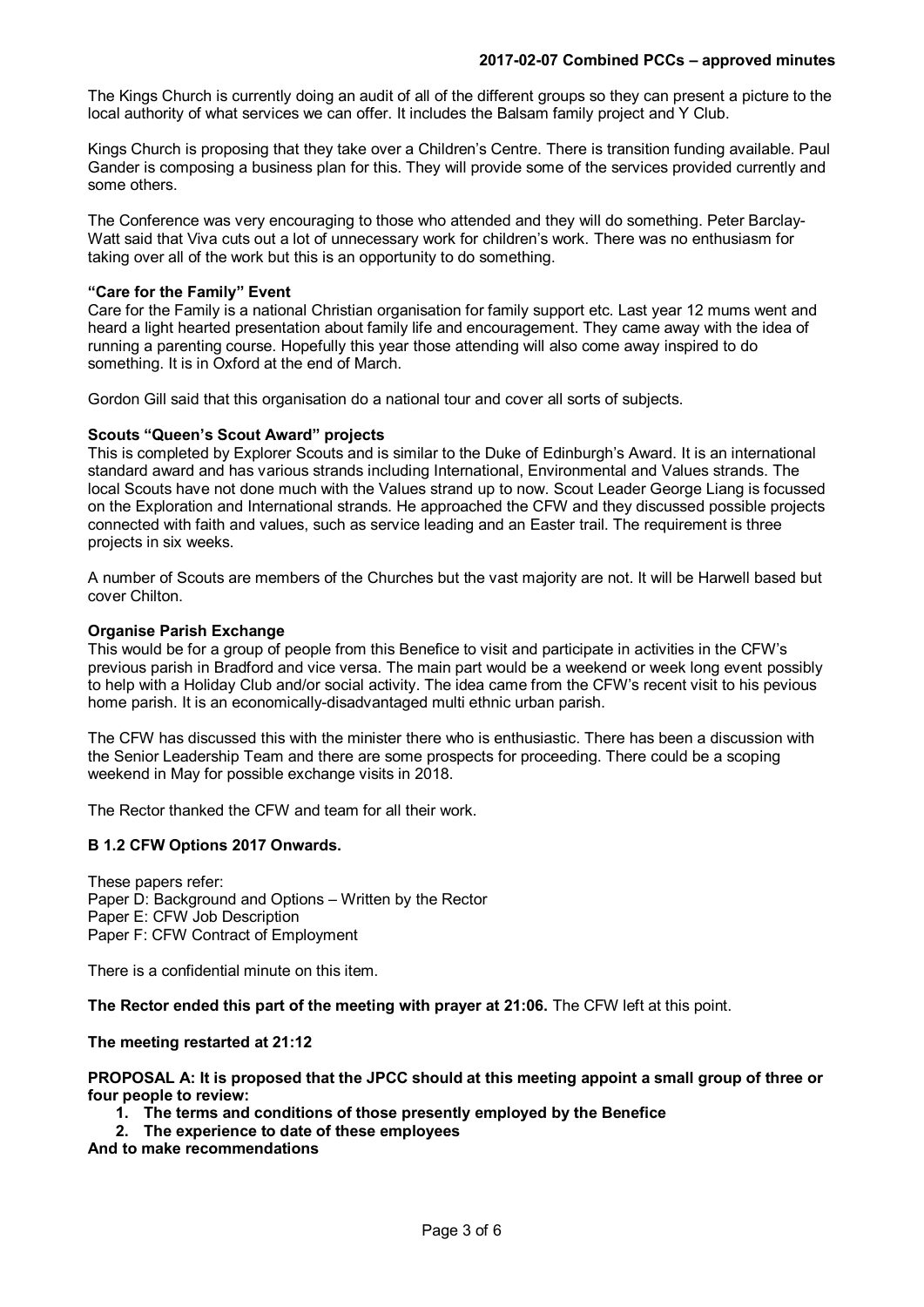The Kings Church is currently doing an audit of all of the different groups so they can present a picture to the local authority of what services we can offer. It includes the Balsam family project and Y Club.

Kings Church is proposing that they take over a Children's Centre. There is transition funding available. Paul Gander is composing a business plan for this. They will provide some of the services provided currently and some others.

The Conference was very encouraging to those who attended and they will do something. Peter Barclay-Watt said that Viva cuts out a lot of unnecessary work for children's work. There was no enthusiasm for taking over all of the work but this is an opportunity to do something.

**"Care for the Family" Event**

Care for the Family is a national Christian organisation for family support etc. Last year 12 mums went and heard a light hearted presentation about family life and encouragement. They came away with the idea of running a parenting course. Hopefully this year those attending will also come away inspired to do something. It is in Oxford at the end of March.

Gordon Gill said that this organisation do a national tour and cover all sorts of subjects.

**Scouts "Queen's Scout Award" projects**

This is completed by Explorer Scouts and is similar to the Duke of Edinburgh's Award. It is an international standard award and has various strands including International, Environmental and Values strands. The local Scouts have not done much with the Values strand up to now. Scout Leader George Liang is focussed on the Exploration and International strands. He approached the CFW and they discussed possible projects connected with faith and values, such as service leading and an Easter trail. The requirement is three projects in six weeks.

A number of Scouts are members of the Churches but the vast majority are not. It will be Harwell based but cover Chilton.

**Organise Parish Exchange**

This would be for a group of people from this Benefice to visit and participate in activities in the CFW's previous parish in Bradford and vice versa. The main part would be a weekend or week long event possibly to help with a Holiday Club and/or social activity. The idea came from the CFW's recent visit to his pevious home parish. It is an economically-disadvantaged multi ethnic urban parish.

The CFW has discussed this with the minister there who is enthusiastic. There has been a discussion with the Senior Leadership Team and there are some prospects for proceeding. There could be a scoping weekend in May for possible exchange visits in 2018.

The Rector thanked the CFW and team for all their work.

**B 1.2 CFW Options 2017 Onwards.**

These papers refer:
Paper D: Background and Options – Written by the Rector
Paper E: CFW Job Description
Paper F: CFW Contract of Employment

There is a confidential minute on this item.

**The Rector ended this part of the meeting with prayer at 21:06.** The CFW left at this point.

**The meeting restarted at 21:12**

**PROPOSAL A: It is proposed that the JPCC should at this meeting appoint a small group of three or four people to review:**

1. **The terms and conditions of those presently employed by the Benefice**
2. **The experience to date of these employees**

**And to make recommendations**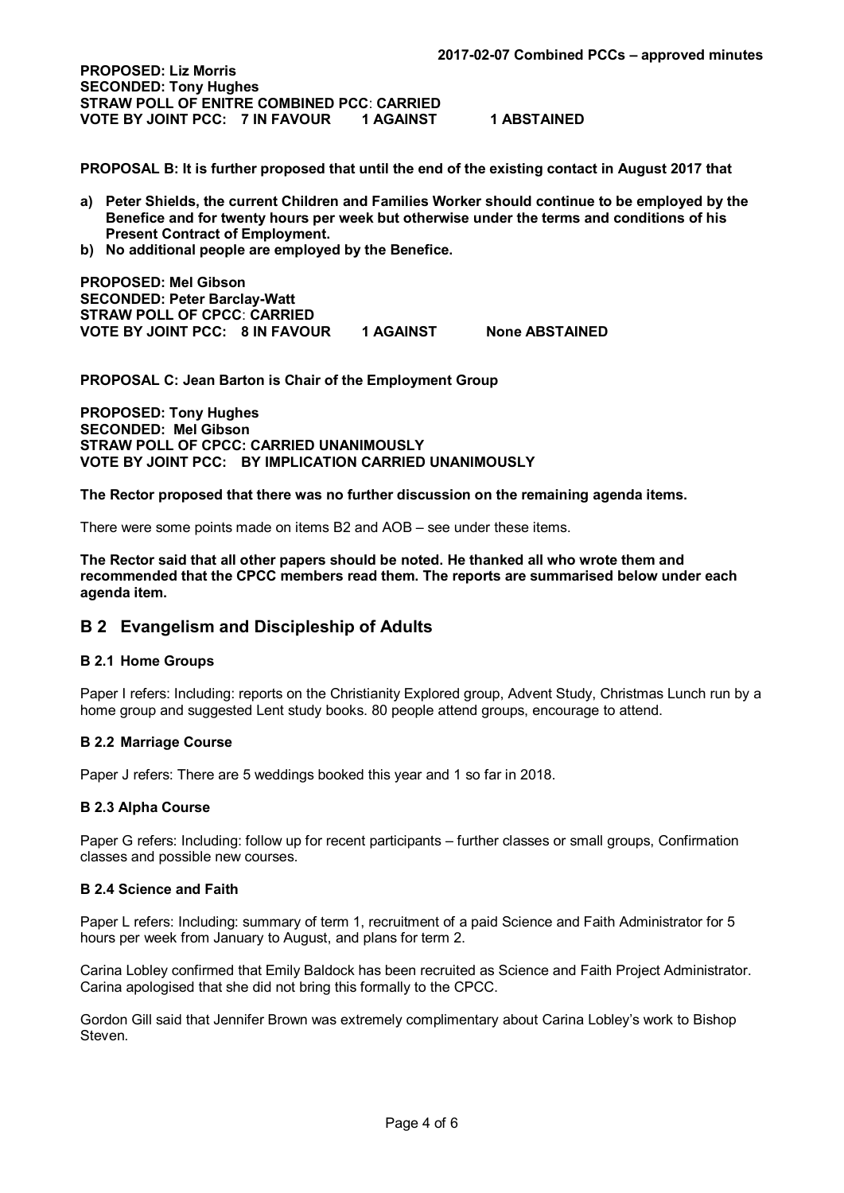**PROPOSED: Liz Morris**
**SECONDED: Tony Hughes**
**STRAW POLL OF ENITRE COMBINED PCC: CARRIED**
**VOTE BY JOINT PCC: 7 IN FAVOUR 1 AGAINST 1 ABSTAINED**

**PROPOSAL B: It is further proposed that until the end of the existing contact in August 2017 that**

a) **Peter Shields, the current Children and Families Worker should continue to be employed by the Benefice and for twenty hours per week but otherwise under the terms and conditions of his Present Contract of Employment.**
b) **No additional people are employed by the Benefice.**

**PROPOSED: Mel Gibson**
**SECONDED: Peter Barclay-Watt**
**STRAW POLL OF CPCC: CARRIED**
**VOTE BY JOINT PCC: 8 IN FAVOUR 1 AGAINST None ABSTAINED**

**PROPOSAL C: Jean Barton is Chair of the Employment Group**

**PROPOSED: Tony Hughes**
**SECONDED: Mel Gibson**
**STRAW POLL OF CPCC: CARRIED UNANIMOUSLY**
**VOTE BY JOINT PCC: BY IMPLICATION CARRIED UNANIMOUSLY**

**The Rector proposed that there was no further discussion on the remaining agenda items.**

There were some points made on items B2 and AOB – see under these items.

**The Rector said that all other papers should be noted. He thanked all who wrote them and recommended that the CPCC members read them. The reports are summarised below under each agenda item.**

## B 2 Evangelism and Discipleship of Adults

### B 2.1 Home Groups

Paper I refers: Including: reports on the Christianity Explored group, Advent Study, Christmas Lunch run by a home group and suggested Lent study books. 80 people attend groups, encourage to attend.

### B 2.2 Marriage Course

Paper J refers: There are 5 weddings booked this year and 1 so far in 2018.

### B 2.3 Alpha Course

Paper G refers: Including: follow up for recent participants – further classes or small groups, Confirmation classes and possible new courses.

### B 2.4 Science and Faith

Paper L refers: Including: summary of term 1, recruitment of a paid Science and Faith Administrator for 5 hours per week from January to August, and plans for term 2.

Carina Lobley confirmed that Emily Baldock has been recruited as Science and Faith Project Administrator. Carina apologised that she did not bring this formally to the CPCC.

Gordon Gill said that Jennifer Brown was extremely complimentary about Carina Lobley's work to Bishop Steven.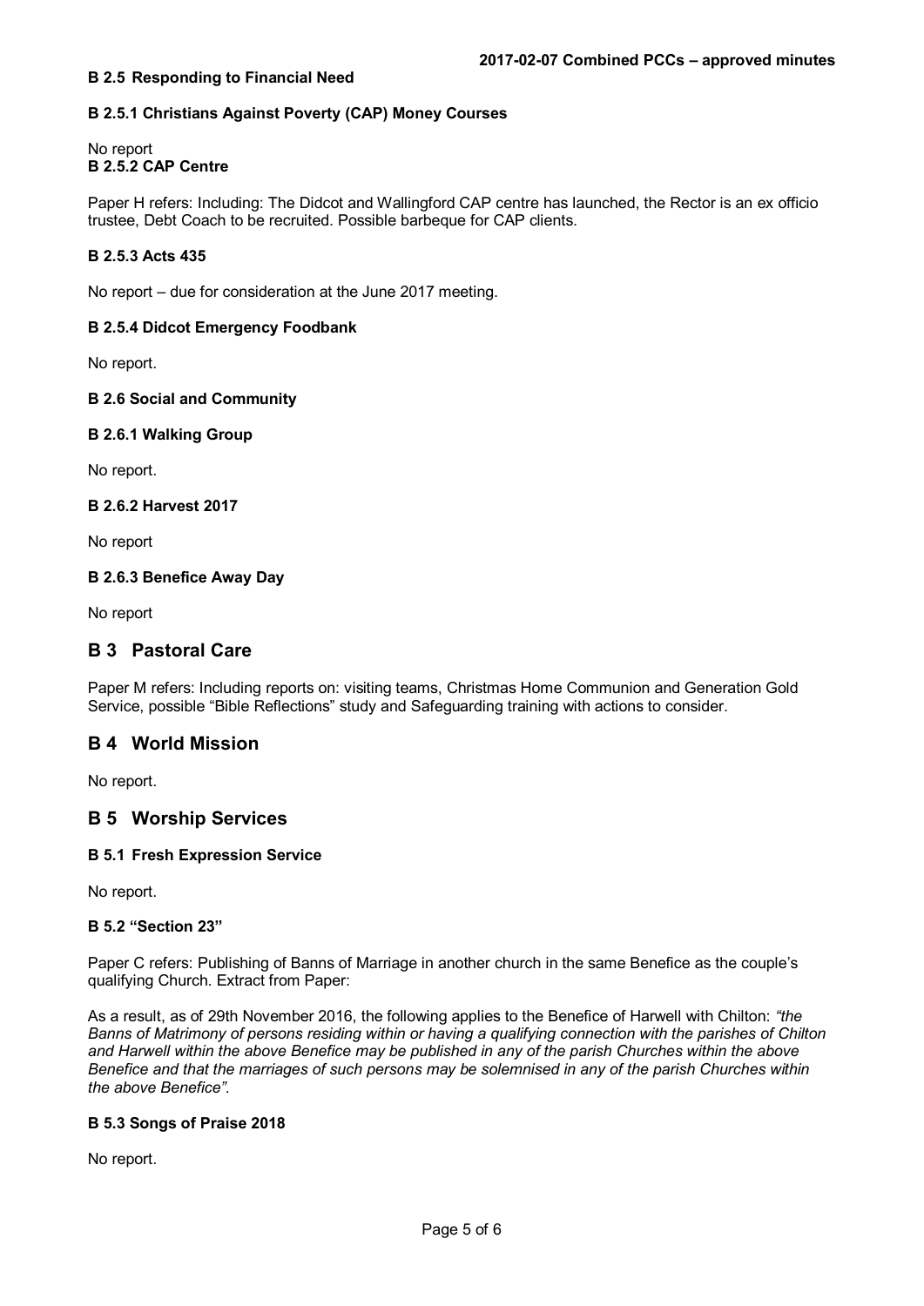### B 2.5 Responding to Financial Need

#### B 2.5.1 Christians Against Poverty (CAP) Money Courses

No report

#### B 2.5.2 CAP Centre

Paper H refers: Including: The Didcot and Wallingford CAP centre has launched, the Rector is an ex officio trustee, Debt Coach to be recruited. Possible barbeque for CAP clients.

#### B 2.5.3 Acts 435

No report – due for consideration at the June 2017 meeting.

#### B 2.5.4 Didcot Emergency Foodbank

No report.

### B 2.6 Social and Community

#### B 2.6.1 Walking Group

No report.

#### B 2.6.2 Harvest 2017

No report

#### B 2.6.3 Benefice Away Day

No report

## B 3 Pastoral Care

Paper M refers: Including reports on: visiting teams, Christmas Home Communion and Generation Gold Service, possible "Bible Reflections" study and Safeguarding training with actions to consider.

## B 4 World Mission

No report.

## B 5 Worship Services

### B 5.1 Fresh Expression Service

No report.

### B 5.2 "Section 23"

Paper C refers: Publishing of Banns of Marriage in another church in the same Benefice as the couple's qualifying Church. Extract from Paper:

As a result, as of 29th November 2016, the following applies to the Benefice of Harwell with Chilton: *"the Banns of Matrimony of persons residing within or having a qualifying connection with the parishes of Chilton and Harwell within the above Benefice may be published in any of the parish Churches within the above Benefice and that the marriages of such persons may be solemnised in any of the parish Churches within the above Benefice".*

### B 5.3 Songs of Praise 2018

No report.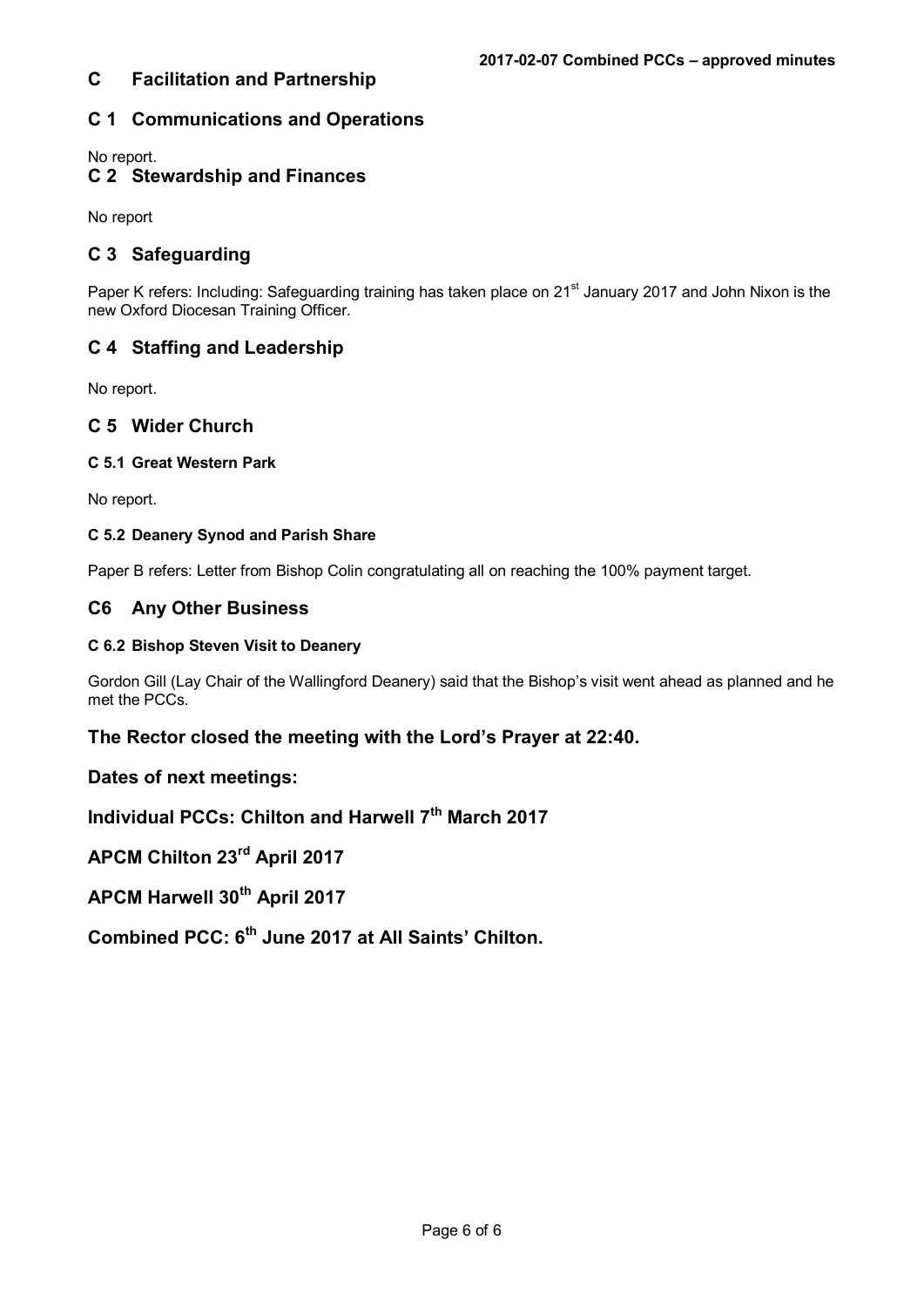## C Facilitation and Partnership

## C 1 Communications and Operations

No report.

## C 2 Stewardship and Finances

No report

## C 3 Safeguarding

Paper K refers: Including: Safeguarding training has taken place on 21st January 2017 and John Nixon is the new Oxford Diocesan Training Officer.

## C 4 Staffing and Leadership

No report.

## C 5 Wider Church

#### C 5.1 Great Western Park

No report.

#### C 5.2 Deanery Synod and Parish Share

Paper B refers: Letter from Bishop Colin congratulating all on reaching the 100% payment target.

## C6 Any Other Business

#### C 6.2 Bishop Steven Visit to Deanery

Gordon Gill (Lay Chair of the Wallingford Deanery) said that the Bishop's visit went ahead as planned and he met the PCCs.

### The Rector closed the meeting with the Lord's Prayer at 22:40.

### Dates of next meetings:

### Individual PCCs: Chilton and Harwell 7th March 2017

### APCM Chilton 23rd April 2017

### APCM Harwell 30th April 2017

### Combined PCC: 6th June 2017 at All Saints' Chilton.